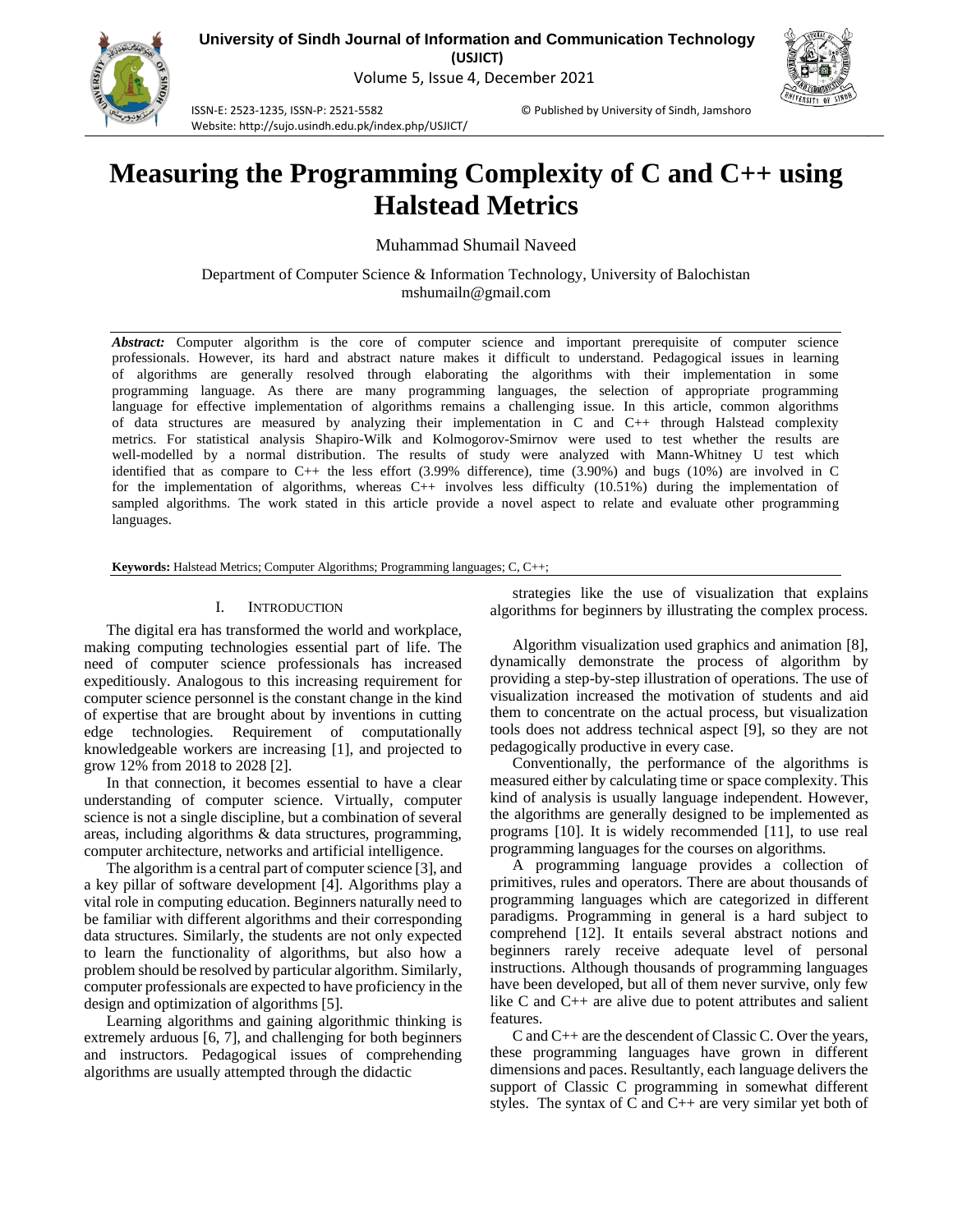# Measuring the Programming Complexity of C and C++ using Halstead Metrics

Muhammad Shumail Naveed

Department of Computer Science & Information Technology, University of Balochistan
mshumailn@gmail.com

***Abstract:*** Computer algorithm is the core of computer science and important prerequisite of computer science professionals. However, its hard and abstract nature makes it difficult to understand. Pedagogical issues in learning of algorithms are generally resolved through elaborating the algorithms with their implementation in some programming language. As there are many programming languages, the selection of appropriate programming language for effective implementation of algorithms remains a challenging issue. In this article, common algorithms of data structures are measured by analyzing their implementation in C and C++ through Halstead complexity metrics. For statistical analysis Shapiro-Wilk and Kolmogorov-Smirnov were used to test whether the results are well-modelled by a normal distribution. The results of study were analyzed with Mann-Whitney U test which identified that as compare to C++ the less effort (3.99% difference), time (3.90%) and bugs (10%) are involved in C for the implementation of algorithms, whereas C++ involves less difficulty (10.51%) during the implementation of sampled algorithms. The work stated in this article provide a novel aspect to relate and evaluate other programming languages.

**Keywords:** Halstead Metrics; Computer Algorithms; Programming languages; C, C++;

## I. Introduction

The digital era has transformed the world and workplace, making computing technologies essential part of life. The need of computer science professionals has increased expeditiously. Analogous to this increasing requirement for computer science personnel is the constant change in the kind of expertise that are brought about by inventions in cutting edge technologies. Requirement of computationally knowledgeable workers are increasing [1], and projected to grow 12% from 2018 to 2028 [2].

In that connection, it becomes essential to have a clear understanding of computer science. Virtually, computer science is not a single discipline, but a combination of several areas, including algorithms & data structures, programming, computer architecture, networks and artificial intelligence.

The algorithm is a central part of computer science [3], and a key pillar of software development [4]. Algorithms play a vital role in computing education. Beginners naturally need to be familiar with different algorithms and their corresponding data structures. Similarly, the students are not only expected to learn the functionality of algorithms, but also how a problem should be resolved by particular algorithm. Similarly, computer professionals are expected to have proficiency in the design and optimization of algorithms [5].

Learning algorithms and gaining algorithmic thinking is extremely arduous [6, 7], and challenging for both beginners and instructors. Pedagogical issues of comprehending algorithms are usually attempted through the didactic strategies like the use of visualization that explains algorithms for beginners by illustrating the complex process.

Algorithm visualization used graphics and animation [8], dynamically demonstrate the process of algorithm by providing a step-by-step illustration of operations. The use of visualization increased the motivation of students and aid them to concentrate on the actual process, but visualization tools does not address technical aspect [9], so they are not pedagogically productive in every case.

Conventionally, the performance of the algorithms is measured either by calculating time or space complexity. This kind of analysis is usually language independent. However, the algorithms are generally designed to be implemented as programs [10]. It is widely recommended [11], to use real programming languages for the courses on algorithms.

A programming language provides a collection of primitives, rules and operators. There are about thousands of programming languages which are categorized in different paradigms. Programming in general is a hard subject to comprehend [12]. It entails several abstract notions and beginners rarely receive adequate level of personal instructions. Although thousands of programming languages have been developed, but all of them never survive, only few like C and C++ are alive due to potent attributes and salient features.

C and C++ are the descendent of Classic C. Over the years, these programming languages have grown in different dimensions and paces. Resultantly, each language delivers the support of Classic C programming in somewhat different styles. The syntax of C and C++ are very similar yet both of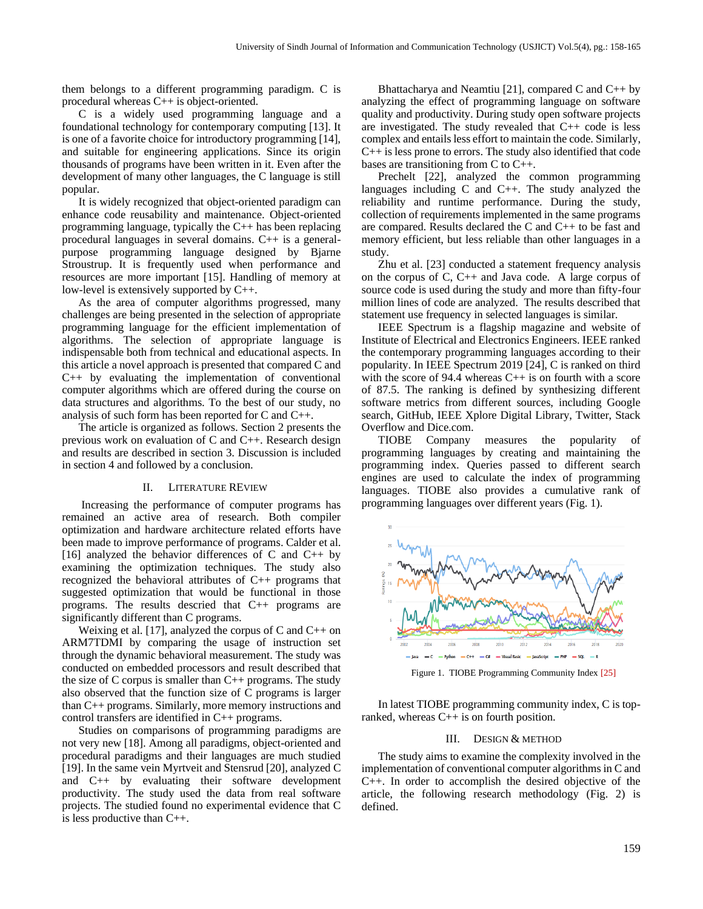them belongs to a different programming paradigm. C is procedural whereas C++ is object-oriented.

C is a widely used programming language and a foundational technology for contemporary computing [13]. It is one of a favorite choice for introductory programming [14], and suitable for engineering applications. Since its origin thousands of programs have been written in it. Even after the development of many other languages, the C language is still popular.

It is widely recognized that object-oriented paradigm can enhance code reusability and maintenance. Object-oriented programming language, typically the C++ has been replacing procedural languages in several domains. C++ is a general-purpose programming language designed by Bjarne Stroustrup. It is frequently used when performance and resources are more important [15]. Handling of memory at low-level is extensively supported by C++.

As the area of computer algorithms progressed, many challenges are being presented in the selection of appropriate programming language for the efficient implementation of algorithms. The selection of appropriate language is indispensable both from technical and educational aspects. In this article a novel approach is presented that compared C and C++ by evaluating the implementation of conventional computer algorithms which are offered during the course on data structures and algorithms. To the best of our study, no analysis of such form has been reported for C and C++.

The article is organized as follows. Section 2 presents the previous work on evaluation of C and C++. Research design and results are described in section 3. Discussion is included in section 4 and followed by a conclusion.

## II. Literature Review

Increasing the performance of computer programs has remained an active area of research. Both compiler optimization and hardware architecture related efforts have been made to improve performance of programs. Calder et al. [16] analyzed the behavior differences of C and C++ by examining the optimization techniques. The study also recognized the behavioral attributes of C++ programs that suggested optimization that would be functional in those programs. The results descried that C++ programs are significantly different than C programs.

Weixing et al. [17], analyzed the corpus of C and C++ on ARM7TDMI by comparing the usage of instruction set through the dynamic behavioral measurement. The study was conducted on embedded processors and result described that the size of C corpus is smaller than C++ programs. The study also observed that the function size of C programs is larger than C++ programs. Similarly, more memory instructions and control transfers are identified in C++ programs.

Studies on comparisons of programming paradigms are not very new [18]. Among all paradigms, object-oriented and procedural paradigms and their languages are much studied [19]. In the same vein Myrtveit and Stensrud [20], analyzed C and C++ by evaluating their software development productivity. The study used the data from real software projects. The studied found no experimental evidence that C is less productive than C++.

Bhattacharya and Neamtiu [21], compared C and C++ by analyzing the effect of programming language on software quality and productivity. During study open software projects are investigated. The study revealed that C++ code is less complex and entails less effort to maintain the code. Similarly, C++ is less prone to errors. The study also identified that code bases are transitioning from C to C++.

Prechelt [22], analyzed the common programming languages including C and C++. The study analyzed the reliability and runtime performance. During the study, collection of requirements implemented in the same programs are compared. Results declared the C and C++ to be fast and memory efficient, but less reliable than other languages in a study.

Zhu et al. [23] conducted a statement frequency analysis on the corpus of C, C++ and Java code. A large corpus of source code is used during the study and more than fifty-four million lines of code are analyzed. The results described that statement use frequency in selected languages is similar.

IEEE Spectrum is a flagship magazine and website of Institute of Electrical and Electronics Engineers. IEEE ranked the contemporary programming languages according to their popularity. In IEEE Spectrum 2019 [24], C is ranked on third with the score of 94.4 whereas C++ is on fourth with a score of 87.5. The ranking is defined by synthesizing different software metrics from different sources, including Google search, GitHub, IEEE Xplore Digital Library, Twitter, Stack Overflow and Dice.com.

TIOBE Company measures the popularity of programming languages by creating and maintaining the programming index. Queries passed to different search engines are used to calculate the index of programming languages. TIOBE also provides a cumulative rank of programming languages over different years (Fig. 1).

Figure 1. TIOBE Programming Community Index [25]

In latest TIOBE programming community index, C is top-ranked, whereas C++ is on fourth position.

## III. Design & Method

The study aims to examine the complexity involved in the implementation of conventional computer algorithms in C and C++. In order to accomplish the desired objective of the article, the following research methodology (Fig. 2) is defined.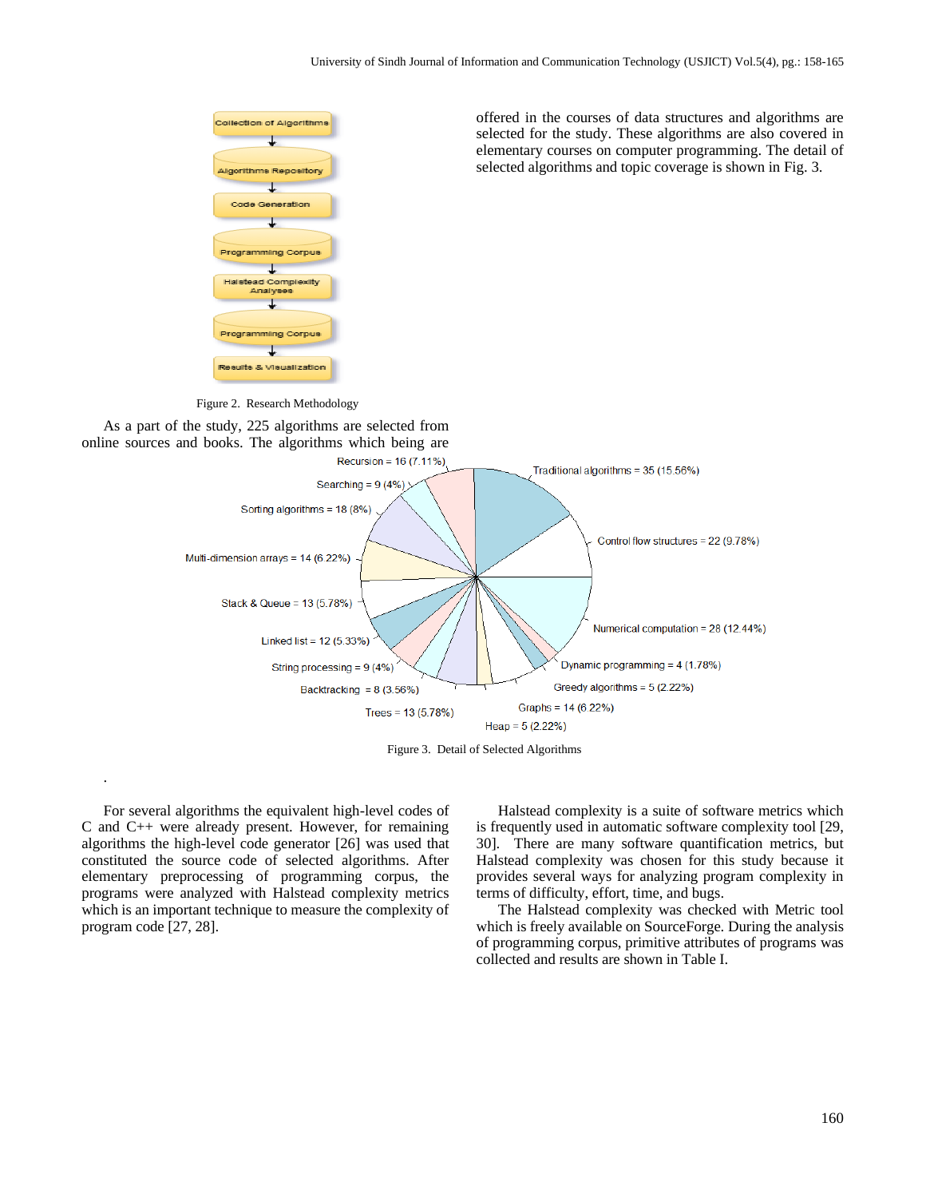Figure 2. Research Methodology

As a part of the study, 225 algorithms are selected from online sources and books. The algorithms which being are offered in the courses of data structures and algorithms are selected for the study. These algorithms are also covered in elementary courses on computer programming. The detail of selected algorithms and topic coverage is shown in Fig. 3.

Figure 3. Detail of Selected Algorithms

For several algorithms the equivalent high-level codes of C and C++ were already present. However, for remaining algorithms the high-level code generator [26] was used that constituted the source code of selected algorithms. After elementary preprocessing of programming corpus, the programs were analyzed with Halstead complexity metrics which is an important technique to measure the complexity of program code [27, 28].

Halstead complexity is a suite of software metrics which is frequently used in automatic software complexity tool [29, 30]. There are many software quantification metrics, but Halstead complexity was chosen for this study because it provides several ways for analyzing program complexity in terms of difficulty, effort, time, and bugs.

The Halstead complexity was checked with Metric tool which is freely available on SourceForge. During the analysis of programming corpus, primitive attributes of programs was collected and results are shown in Table I.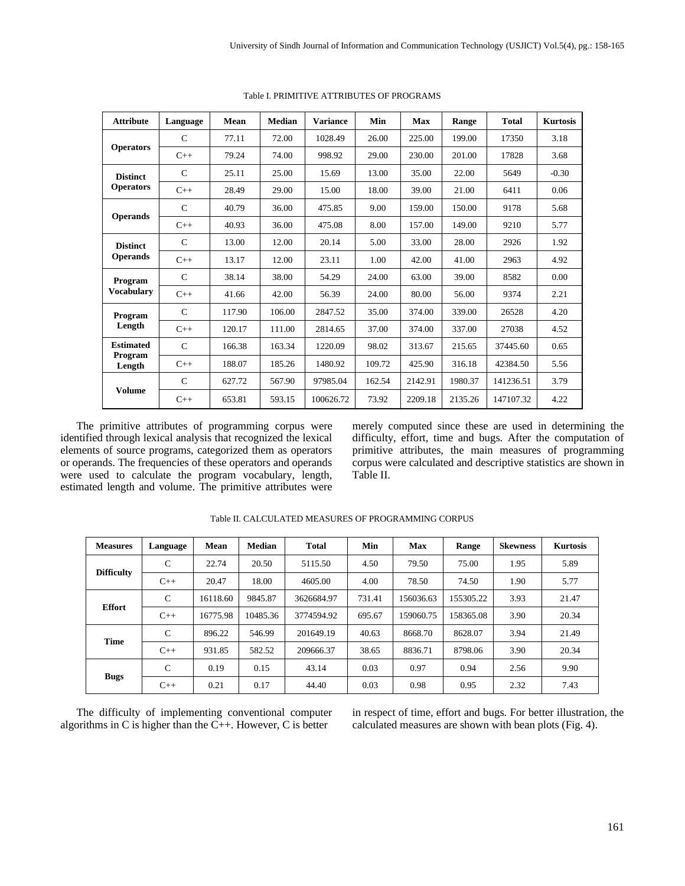Table I. PRIMITIVE ATTRIBUTES OF PROGRAMS

| Attribute | Language | Mean | Median | Variance | Min | Max | Range | Total | Kurtosis |
|---|---|---|---|---|---|---|---|---|---|
| Operators | C | 77.11 | 72.00 | 1028.49 | 26.00 | 225.00 | 199.00 | 17350 | 3.18 |
| | C++ | 79.24 | 74.00 | 998.92 | 29.00 | 230.00 | 201.00 | 17828 | 3.68 |
| Distinct Operators | C | 25.11 | 25.00 | 15.69 | 13.00 | 35.00 | 22.00 | 5649 | -0.30 |
| | C++ | 28.49 | 29.00 | 15.00 | 18.00 | 39.00 | 21.00 | 6411 | 0.06 |
| Operands | C | 40.79 | 36.00 | 475.85 | 9.00 | 159.00 | 150.00 | 9178 | 5.68 |
| | C++ | 40.93 | 36.00 | 475.08 | 8.00 | 157.00 | 149.00 | 9210 | 5.77 |
| Distinct Operands | C | 13.00 | 12.00 | 20.14 | 5.00 | 33.00 | 28.00 | 2926 | 1.92 |
| | C++ | 13.17 | 12.00 | 23.11 | 1.00 | 42.00 | 41.00 | 2963 | 4.92 |
| Program Vocabulary | C | 38.14 | 38.00 | 54.29 | 24.00 | 63.00 | 39.00 | 8582 | 0.00 |
| | C++ | 41.66 | 42.00 | 56.39 | 24.00 | 80.00 | 56.00 | 9374 | 2.21 |
| Program Length | C | 117.90 | 106.00 | 2847.52 | 35.00 | 374.00 | 339.00 | 26528 | 4.20 |
| | C++ | 120.17 | 111.00 | 2814.65 | 37.00 | 374.00 | 337.00 | 27038 | 4.52 |
| Estimated Program Length | C | 166.38 | 163.34 | 1220.09 | 98.02 | 313.67 | 215.65 | 37445.60 | 0.65 |
| | C++ | 188.07 | 185.26 | 1480.92 | 109.72 | 425.90 | 316.18 | 42384.50 | 5.56 |
| Volume | C | 627.72 | 567.90 | 97985.04 | 162.54 | 2142.91 | 1980.37 | 141236.51 | 3.79 |
| | C++ | 653.81 | 593.15 | 100626.72 | 73.92 | 2209.18 | 2135.26 | 147107.32 | 4.22 |

The primitive attributes of programming corpus were identified through lexical analysis that recognized the lexical elements of source programs, categorized them as operators or operands. The frequencies of these operators and operands were used to calculate the program vocabulary, length, estimated length and volume. The primitive attributes were merely computed since these are used in determining the difficulty, effort, time and bugs. After the computation of primitive attributes, the main measures of programming corpus were calculated and descriptive statistics are shown in Table II.

Table II. CALCULATED MEASURES OF PROGRAMMING CORPUS

| Measures | Language | Mean | Median | Total | Min | Max | Range | Skewness | Kurtosis |
|---|---|---|---|---|---|---|---|---|---|
| Difficulty | C | 22.74 | 20.50 | 5115.50 | 4.50 | 79.50 | 75.00 | 1.95 | 5.89 |
| | C++ | 20.47 | 18.00 | 4605.00 | 4.00 | 78.50 | 74.50 | 1.90 | 5.77 |
| Effort | C | 16118.60 | 9845.87 | 3626684.97 | 731.41 | 156036.63 | 155305.22 | 3.93 | 21.47 |
| | C++ | 16775.98 | 10485.36 | 3774594.92 | 695.67 | 159060.75 | 158365.08 | 3.90 | 20.34 |
| Time | C | 896.22 | 546.99 | 201649.19 | 40.63 | 8668.70 | 8628.07 | 3.94 | 21.49 |
| | C++ | 931.85 | 582.52 | 209666.37 | 38.65 | 8836.71 | 8798.06 | 3.90 | 20.34 |
| Bugs | C | 0.19 | 0.15 | 43.14 | 0.03 | 0.97 | 0.94 | 2.56 | 9.90 |
| | C++ | 0.21 | 0.17 | 44.40 | 0.03 | 0.98 | 0.95 | 2.32 | 7.43 |

The difficulty of implementing conventional computer algorithms in C is higher than the C++. However, C is better in respect of time, effort and bugs. For better illustration, the calculated measures are shown with bean plots (Fig. 4).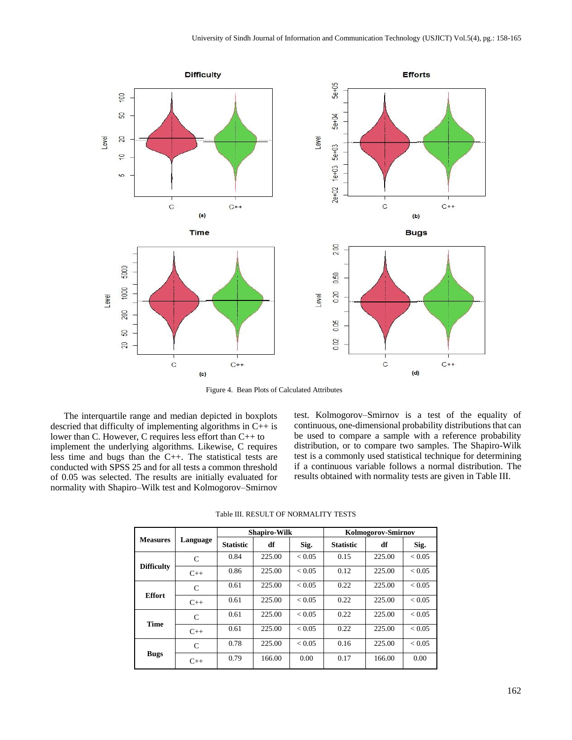Figure 4. Bean Plots of Calculated Attributes

The interquartile range and median depicted in boxplots descried that difficulty of implementing algorithms in C++ is lower than C. However, C requires less effort than C++ to implement the underlying algorithms. Likewise, C requires less time and bugs than the C++. The statistical tests are conducted with SPSS 25 and for all tests a common threshold of 0.05 was selected. The results are initially evaluated for normality with Shapiro–Wilk test and Kolmogorov–Smirnov test. Kolmogorov–Smirnov is a test of the equality of continuous, one-dimensional probability distributions that can be used to compare a sample with a reference probability distribution, or to compare two samples. The Shapiro-Wilk test is a commonly used statistical technique for determining if a continuous variable follows a normal distribution. The results obtained with normality tests are given in Table III.

Table III. RESULT OF NORMALITY TESTS

| Measures | Language | Shapiro-Wilk | | | Kolmogorov-Smirnov | | |
|---|---|---|---|---|---|---|---|
| | | Statistic | df | Sig. | Statistic | df | Sig. |
| Difficulty | C | 0.84 | 225.00 | < 0.05 | 0.15 | 225.00 | < 0.05 |
| | C++ | 0.86 | 225.00 | < 0.05 | 0.12 | 225.00 | < 0.05 |
| Effort | C | 0.61 | 225.00 | < 0.05 | 0.22 | 225.00 | < 0.05 |
| | C++ | 0.61 | 225.00 | < 0.05 | 0.22 | 225.00 | < 0.05 |
| Time | C | 0.61 | 225.00 | < 0.05 | 0.22 | 225.00 | < 0.05 |
| | C++ | 0.61 | 225.00 | < 0.05 | 0.22 | 225.00 | < 0.05 |
| Bugs | C | 0.78 | 225.00 | < 0.05 | 0.16 | 225.00 | < 0.05 |
| | C++ | 0.79 | 166.00 | 0.00 | 0.17 | 166.00 | 0.00 |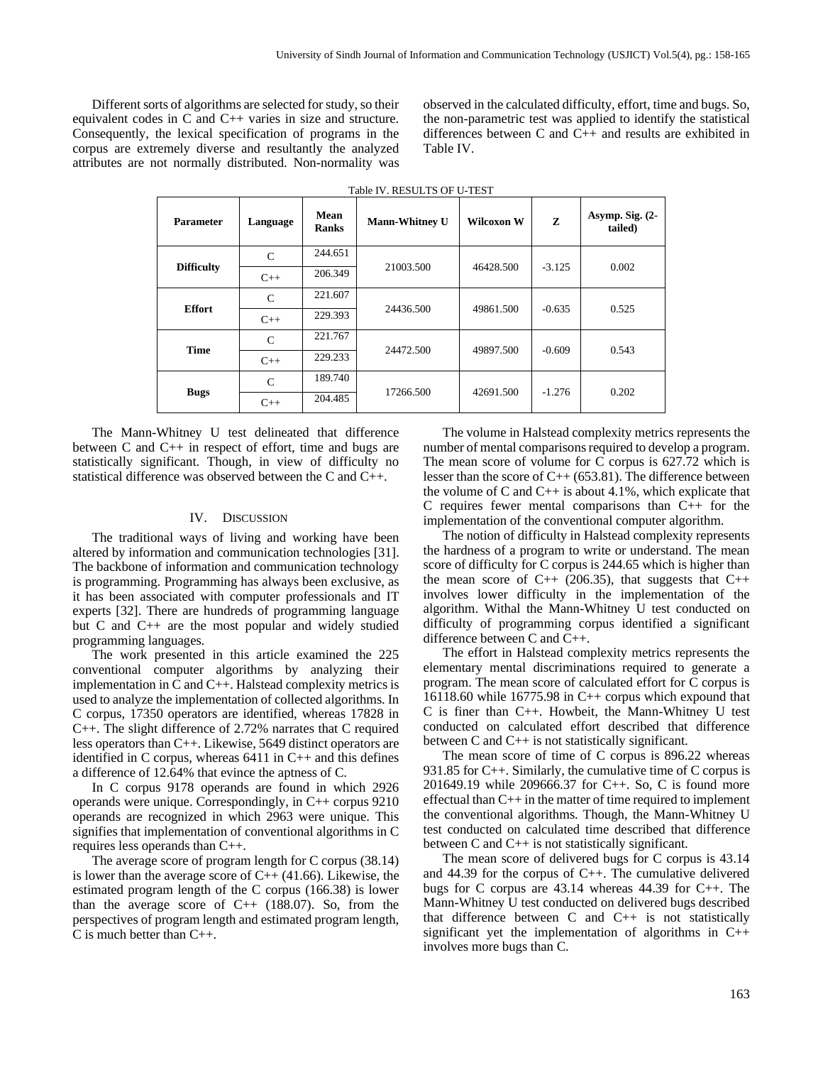Different sorts of algorithms are selected for study, so their equivalent codes in C and C++ varies in size and structure. Consequently, the lexical specification of programs in the corpus are extremely diverse and resultantly the analyzed attributes are not normally distributed. Non-normality was observed in the calculated difficulty, effort, time and bugs. So, the non-parametric test was applied to identify the statistical differences between C and C++ and results are exhibited in Table IV.

Table IV. RESULTS OF U-TEST

| Parameter | Language | Mean Ranks | Mann-Whitney U | Wilcoxon W | Z | Asymp. Sig. (2-tailed) |
|---|---|---|---|---|---|---|
| Difficulty | C | 244.651 | 21003.500 | 46428.500 | -3.125 | 0.002 |
| | C++ | 206.349 | | | | |
| Effort | C | 221.607 | 24436.500 | 49861.500 | -0.635 | 0.525 |
| | C++ | 229.393 | | | | |
| Time | C | 221.767 | 24472.500 | 49897.500 | -0.609 | 0.543 |
| | C++ | 229.233 | | | | |
| Bugs | C | 189.740 | 17266.500 | 42691.500 | -1.276 | 0.202 |
| | C++ | 204.485 | | | | |

The Mann-Whitney U test delineated that difference between C and C++ in respect of effort, time and bugs are statistically significant. Though, in view of difficulty no statistical difference was observed between the C and C++.

## IV. Discussion

The traditional ways of living and working have been altered by information and communication technologies [31]. The backbone of information and communication technology is programming. Programming has always been exclusive, as it has been associated with computer professionals and IT experts [32]. There are hundreds of programming language but C and C++ are the most popular and widely studied programming languages.

The work presented in this article examined the 225 conventional computer algorithms by analyzing their implementation in C and C++. Halstead complexity metrics is used to analyze the implementation of collected algorithms. In C corpus, 17350 operators are identified, whereas 17828 in C++. The slight difference of 2.72% narrates that C required less operators than C++. Likewise, 5649 distinct operators are identified in C corpus, whereas 6411 in C++ and this defines a difference of 12.64% that evince the aptness of C.

In C corpus 9178 operands are found in which 2926 operands were unique. Correspondingly, in C++ corpus 9210 operands are recognized in which 2963 were unique. This signifies that implementation of conventional algorithms in C requires less operands than C++.

The average score of program length for C corpus (38.14) is lower than the average score of C++ (41.66). Likewise, the estimated program length of the C corpus (166.38) is lower than the average score of C++ (188.07). So, from the perspectives of program length and estimated program length, C is much better than C++.

The volume in Halstead complexity metrics represents the number of mental comparisons required to develop a program. The mean score of volume for C corpus is 627.72 which is lesser than the score of C++ (653.81). The difference between the volume of C and C++ is about 4.1%, which explicate that C requires fewer mental comparisons than C++ for the implementation of the conventional computer algorithm.

The notion of difficulty in Halstead complexity represents the hardness of a program to write or understand. The mean score of difficulty for C corpus is 244.65 which is higher than the mean score of C++ (206.35), that suggests that C++ involves lower difficulty in the implementation of the algorithm. Withal the Mann-Whitney U test conducted on difficulty of programming corpus identified a significant difference between C and C++.

The effort in Halstead complexity metrics represents the elementary mental discriminations required to generate a program. The mean score of calculated effort for C corpus is 16118.60 while 16775.98 in C++ corpus which expound that C is finer than C++. Howbeit, the Mann-Whitney U test conducted on calculated effort described that difference between C and C++ is not statistically significant.

The mean score of time of C corpus is 896.22 whereas 931.85 for C++. Similarly, the cumulative time of C corpus is 201649.19 while 209666.37 for C++. So, C is found more effectual than C++ in the matter of time required to implement the conventional algorithms. Though, the Mann-Whitney U test conducted on calculated time described that difference between C and C++ is not statistically significant.

The mean score of delivered bugs for C corpus is 43.14 and 44.39 for the corpus of C++. The cumulative delivered bugs for C corpus are 43.14 whereas 44.39 for C++. The Mann-Whitney U test conducted on delivered bugs described that difference between C and C++ is not statistically significant yet the implementation of algorithms in C++ involves more bugs than C.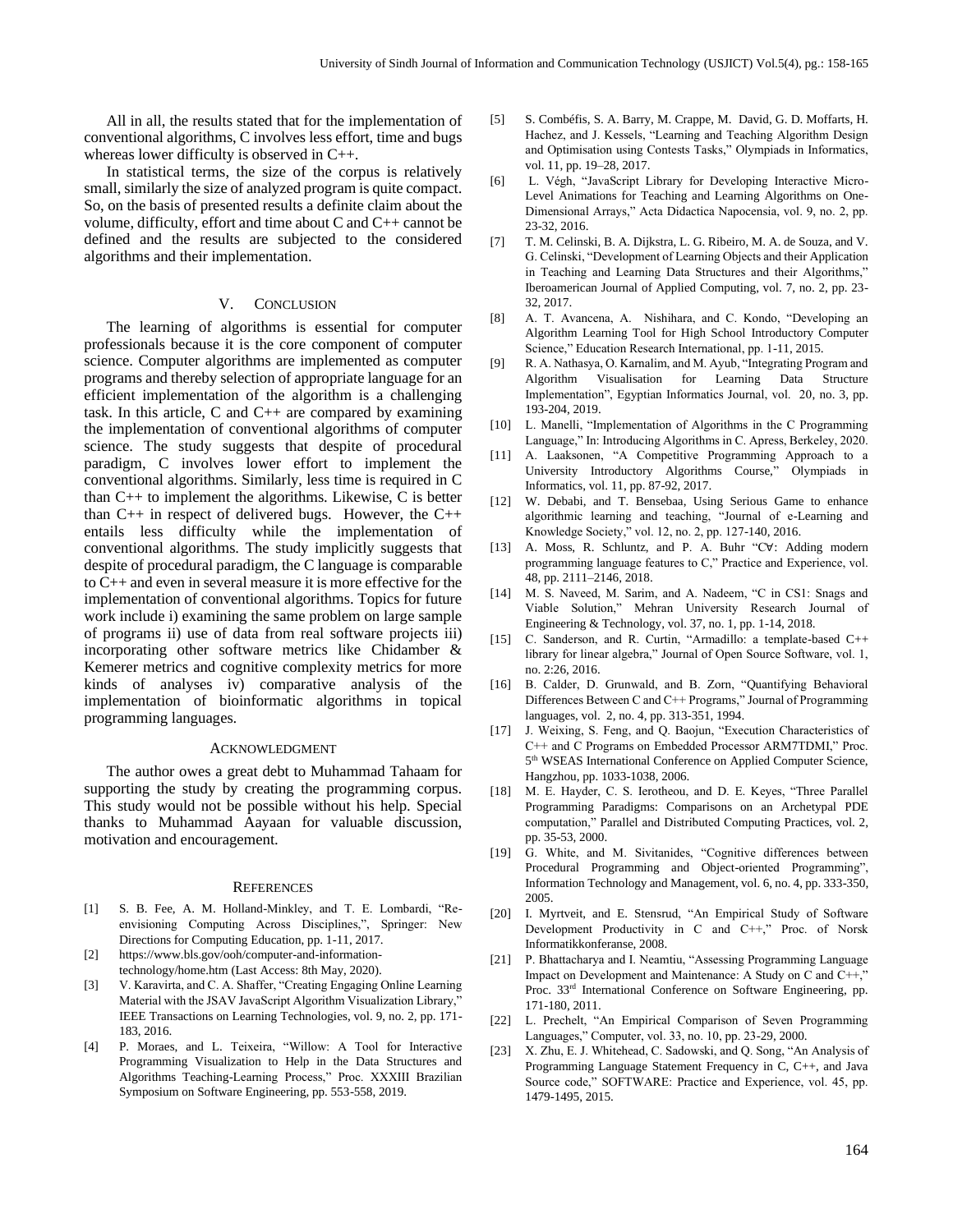All in all, the results stated that for the implementation of conventional algorithms, C involves less effort, time and bugs whereas lower difficulty is observed in C++.

In statistical terms, the size of the corpus is relatively small, similarly the size of analyzed program is quite compact. So, on the basis of presented results a definite claim about the volume, difficulty, effort and time about C and C++ cannot be defined and the results are subjected to the considered algorithms and their implementation.

## V. Conclusion

The learning of algorithms is essential for computer professionals because it is the core component of computer science. Computer algorithms are implemented as computer programs and thereby selection of appropriate language for an efficient implementation of the algorithm is a challenging task. In this article, C and C++ are compared by examining the implementation of conventional algorithms of computer science. The study suggests that despite of procedural paradigm, C involves lower effort to implement the conventional algorithms. Similarly, less time is required in C than C++ to implement the algorithms. Likewise, C is better than C++ in respect of delivered bugs. However, the C++ entails less difficulty while the implementation of conventional algorithms. The study implicitly suggests that despite of procedural paradigm, the C language is comparable to C++ and even in several measure it is more effective for the implementation of conventional algorithms. Topics for future work include i) examining the same problem on large sample of programs ii) use of data from real software projects iii) incorporating other software metrics like Chidamber & Kemerer metrics and cognitive complexity metrics for more kinds of analyses iv) comparative analysis of the implementation of bioinformatic algorithms in topical programming languages.

### Acknowledgment

The author owes a great debt to Muhammad Tahaam for supporting the study by creating the programming corpus. This study would not be possible without his help. Special thanks to Muhammad Aayaan for valuable discussion, motivation and encouragement.

### References

[1] S. B. Fee, A. M. Holland-Minkley, and T. E. Lombardi, "Re-envisioning Computing Across Disciplines,", Springer: New Directions for Computing Education, pp. 1-11, 2017.

[2] https://www.bls.gov/ooh/computer-and-information-technology/home.htm (Last Access: 8th May, 2020).

[3] V. Karavirta, and C. A. Shaffer, "Creating Engaging Online Learning Material with the JSAV JavaScript Algorithm Visualization Library," IEEE Transactions on Learning Technologies, vol. 9, no. 2, pp. 171-183, 2016.

[4] P. Moraes, and L. Teixeira, "Willow: A Tool for Interactive Programming Visualization to Help in the Data Structures and Algorithms Teaching-Learning Process," Proc. XXXIII Brazilian Symposium on Software Engineering, pp. 553-558, 2019.

[5] S. Combéfis, S. A. Barry, M. Crappe, M. David, G. D. Moffarts, H. Hachez, and J. Kessels, "Learning and Teaching Algorithm Design and Optimisation using Contests Tasks," Olympiads in Informatics, vol. 11, pp. 19–28, 2017.

[6] L. Végh, "JavaScript Library for Developing Interactive Micro-Level Animations for Teaching and Learning Algorithms on One-Dimensional Arrays," Acta Didactica Napocensia, vol. 9, no. 2, pp. 23-32, 2016.

[7] T. M. Celinski, B. A. Dijkstra, L. G. Ribeiro, M. A. de Souza, and V. G. Celinski, "Development of Learning Objects and their Application in Teaching and Learning Data Structures and their Algorithms," Iberoamerican Journal of Applied Computing, vol. 7, no. 2, pp. 23-32, 2017.

[8] A. T. Avancena, A. Nishihara, and C. Kondo, "Developing an Algorithm Learning Tool for High School Introductory Computer Science," Education Research International, pp. 1-11, 2015.

[9] R. A. Nathasya, O. Karnalim, and M. Ayub, "Integrating Program and Algorithm Visualisation for Learning Data Structure Implementation", Egyptian Informatics Journal, vol. 20, no. 3, pp. 193-204, 2019.

[10] L. Manelli, "Implementation of Algorithms in the C Programming Language," In: Introducing Algorithms in C. Apress, Berkeley, 2020.

[11] A. Laaksonen, "A Competitive Programming Approach to a University Introductory Algorithms Course," Olympiads in Informatics, vol. 11, pp. 87-92, 2017.

[12] W. Debabi, and T. Bensebaa, Using Serious Game to enhance algorithmic learning and teaching, "Journal of e-Learning and Knowledge Society," vol. 12, no. 2, pp. 127-140, 2016.

[13] A. Moss, R. Schluntz, and P. A. Buhr "C∀: Adding modern programming language features to C," Practice and Experience, vol. 48, pp. 2111–2146, 2018.

[14] M. S. Naveed, M. Sarim, and A. Nadeem, "C in CS1: Snags and Viable Solution," Mehran University Research Journal of Engineering & Technology, vol. 37, no. 1, pp. 1-14, 2018.

[15] C. Sanderson, and R. Curtin, "Armadillo: a template-based C++ library for linear algebra," Journal of Open Source Software, vol. 1, no. 2:26, 2016.

[16] B. Calder, D. Grunwald, and B. Zorn, "Quantifying Behavioral Differences Between C and C++ Programs," Journal of Programming languages, vol. 2, no. 4, pp. 313-351, 1994.

[17] J. Weixing, S. Feng, and Q. Baojun, "Execution Characteristics of C++ and C Programs on Embedded Processor ARM7TDMI," Proc. 5th WSEAS International Conference on Applied Computer Science, Hangzhou, pp. 1033-1038, 2006.

[18] M. E. Hayder, C. S. Ierotheou, and D. E. Keyes, "Three Parallel Programming Paradigms: Comparisons on an Archetypal PDE computation," Parallel and Distributed Computing Practices, vol. 2, pp. 35-53, 2000.

[19] G. White, and M. Sivitanides, "Cognitive differences between Procedural Programming and Object-oriented Programming", Information Technology and Management, vol. 6, no. 4, pp. 333-350, 2005.

[20] I. Myrtveit, and E. Stensrud, "An Empirical Study of Software Development Productivity in C and C++," Proc. of Norsk Informatikkonferanse, 2008.

[21] P. Bhattacharya and I. Neamtiu, "Assessing Programming Language Impact on Development and Maintenance: A Study on C and C++," Proc. 33rd International Conference on Software Engineering, pp. 171-180, 2011.

[22] L. Prechelt, "An Empirical Comparison of Seven Programming Languages," Computer, vol. 33, no. 10, pp. 23-29, 2000.

[23] X. Zhu, E. J. Whitehead, C. Sadowski, and Q. Song, "An Analysis of Programming Language Statement Frequency in C, C++, and Java Source code," SOFTWARE: Practice and Experience, vol. 45, pp. 1479-1495, 2015.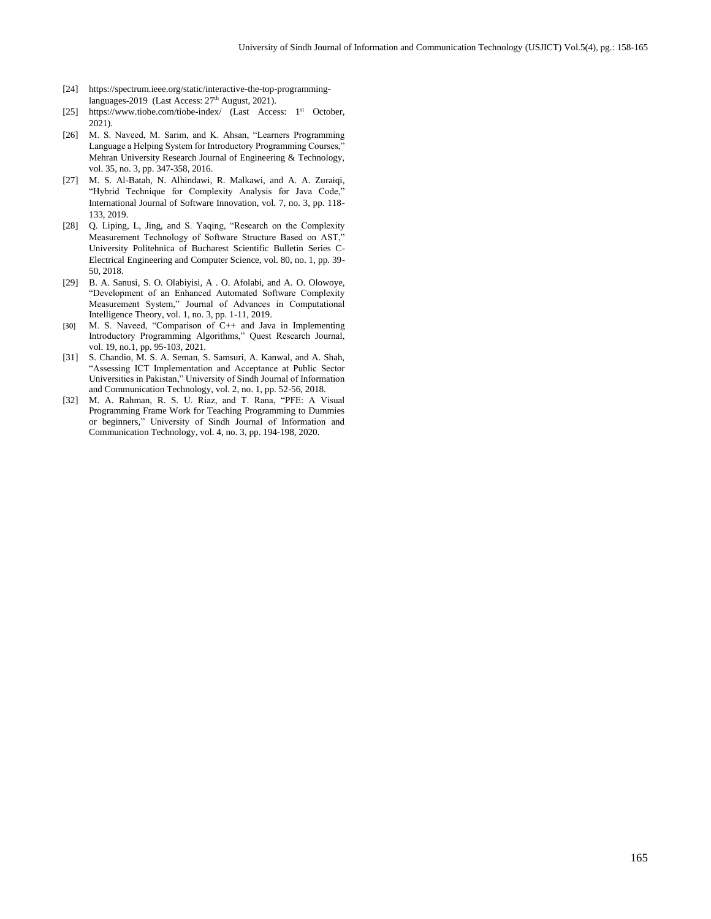[24] https://spectrum.ieee.org/static/interactive-the-top-programming-languages-2019 (Last Access: 27th August, 2021).

[25] https://www.tiobe.com/tiobe-index/ (Last Access: 1st October, 2021).

[26] M. S. Naveed, M. Sarim, and K. Ahsan, "Learners Programming Language a Helping System for Introductory Programming Courses," Mehran University Research Journal of Engineering & Technology, vol. 35, no. 3, pp. 347-358, 2016.

[27] M. S. Al-Batah, N. Alhindawi, R. Malkawi, and A. A. Zuraiqi, "Hybrid Technique for Complexity Analysis for Java Code," International Journal of Software Innovation, vol. 7, no. 3, pp. 118-133, 2019.

[28] Q. Liping, L, Jing, and S. Yaqing, "Research on the Complexity Measurement Technology of Software Structure Based on AST," University Politehnica of Bucharest Scientific Bulletin Series C-Electrical Engineering and Computer Science, vol. 80, no. 1, pp. 39-50, 2018.

[29] B. A. Sanusi, S. O. Olabiyisi, A . O. Afolabi, and A. O. Olowoye, "Development of an Enhanced Automated Software Complexity Measurement System," Journal of Advances in Computational Intelligence Theory, vol. 1, no. 3, pp. 1-11, 2019.

[30] M. S. Naveed, "Comparison of C++ and Java in Implementing Introductory Programming Algorithms," Quest Research Journal, vol. 19, no.1, pp. 95-103, 2021.

[31] S. Chandio, M. S. A. Seman, S. Samsuri, A. Kanwal, and A. Shah, "Assessing ICT Implementation and Acceptance at Public Sector Universities in Pakistan," University of Sindh Journal of Information and Communication Technology, vol. 2, no. 1, pp. 52-56, 2018.

[32] M. A. Rahman, R. S. U. Riaz, and T. Rana, "PFE: A Visual Programming Frame Work for Teaching Programming to Dummies or beginners," University of Sindh Journal of Information and Communication Technology, vol. 4, no. 3, pp. 194-198, 2020.